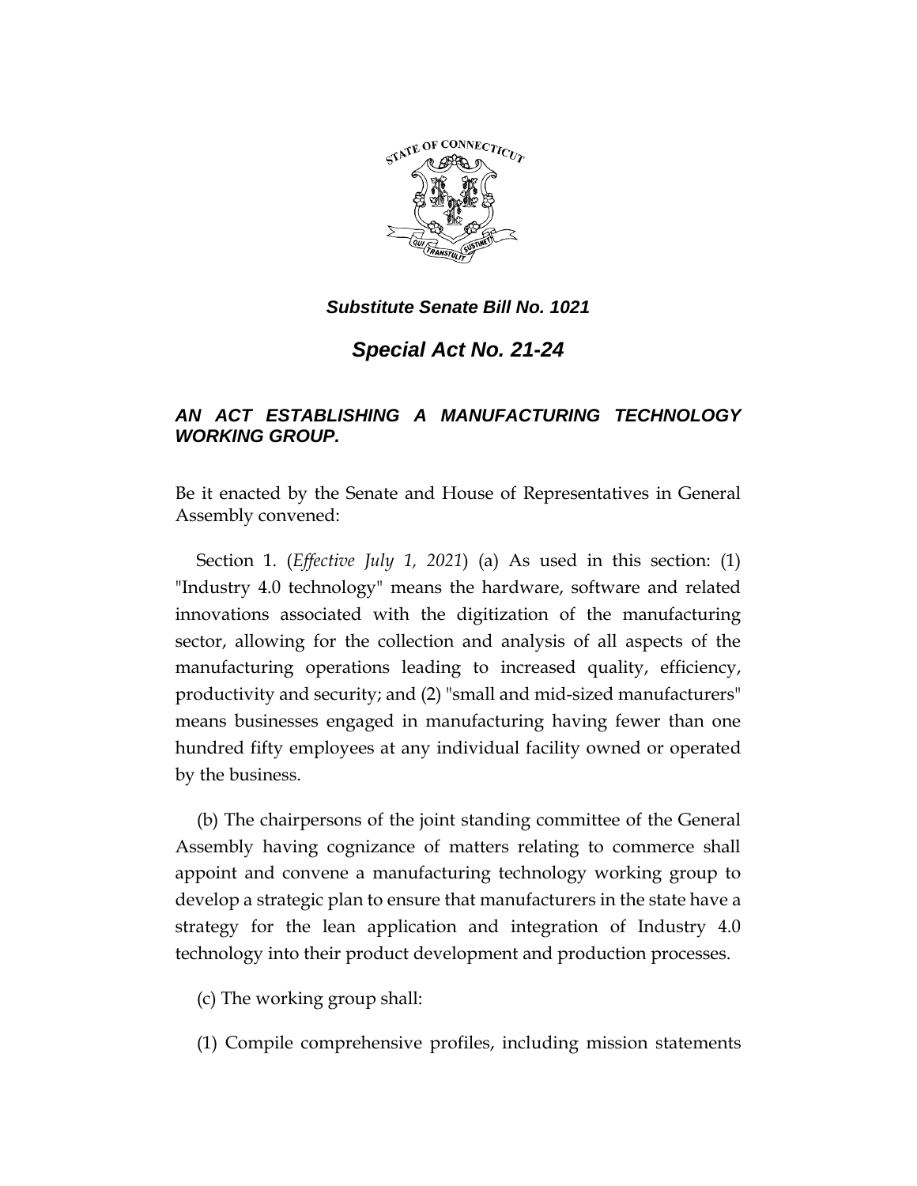***Substitute Senate Bill No. 1021***

# *Special Act No. 21-24*

### *AN ACT ESTABLISHING A MANUFACTURING TECHNOLOGY WORKING GROUP.*

Be it enacted by the Senate and House of Representatives in General Assembly convened:

Section 1. (*Effective July 1, 2021*) (a) As used in this section: (1) "Industry 4.0 technology" means the hardware, software and related innovations associated with the digitization of the manufacturing sector, allowing for the collection and analysis of all aspects of the manufacturing operations leading to increased quality, efficiency, productivity and security; and (2) "small and mid-sized manufacturers" means businesses engaged in manufacturing having fewer than one hundred fifty employees at any individual facility owned or operated by the business.

(b) The chairpersons of the joint standing committee of the General Assembly having cognizance of matters relating to commerce shall appoint and convene a manufacturing technology working group to develop a strategic plan to ensure that manufacturers in the state have a strategy for the lean application and integration of Industry 4.0 technology into their product development and production processes.

(c) The working group shall:

(1) Compile comprehensive profiles, including mission statements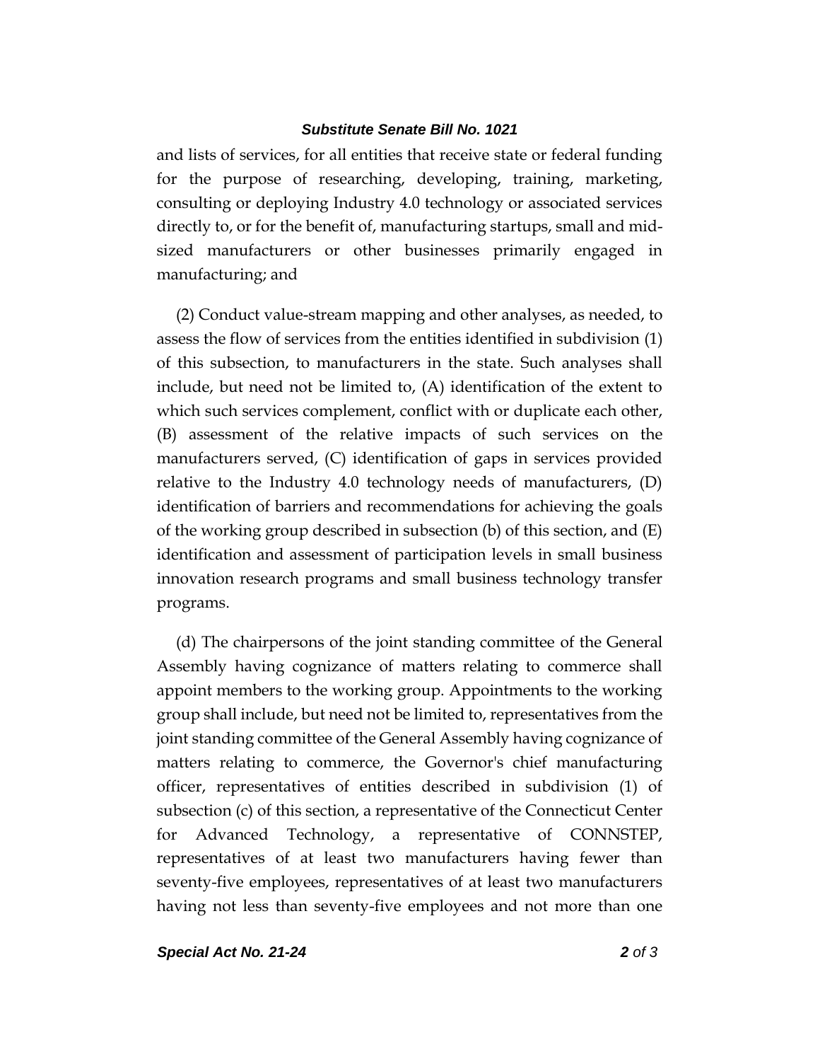and lists of services, for all entities that receive state or federal funding for the purpose of researching, developing, training, marketing, consulting or deploying Industry 4.0 technology or associated services directly to, or for the benefit of, manufacturing startups, small and mid-sized manufacturers or other businesses primarily engaged in manufacturing; and

(2) Conduct value-stream mapping and other analyses, as needed, to assess the flow of services from the entities identified in subdivision (1) of this subsection, to manufacturers in the state. Such analyses shall include, but need not be limited to, (A) identification of the extent to which such services complement, conflict with or duplicate each other, (B) assessment of the relative impacts of such services on the manufacturers served, (C) identification of gaps in services provided relative to the Industry 4.0 technology needs of manufacturers, (D) identification of barriers and recommendations for achieving the goals of the working group described in subsection (b) of this section, and (E) identification and assessment of participation levels in small business innovation research programs and small business technology transfer programs.

(d) The chairpersons of the joint standing committee of the General Assembly having cognizance of matters relating to commerce shall appoint members to the working group. Appointments to the working group shall include, but need not be limited to, representatives from the joint standing committee of the General Assembly having cognizance of matters relating to commerce, the Governor's chief manufacturing officer, representatives of entities described in subdivision (1) of subsection (c) of this section, a representative of the Connecticut Center for Advanced Technology, a representative of CONNSTEP, representatives of at least two manufacturers having fewer than seventy-five employees, representatives of at least two manufacturers having not less than seventy-five employees and not more than one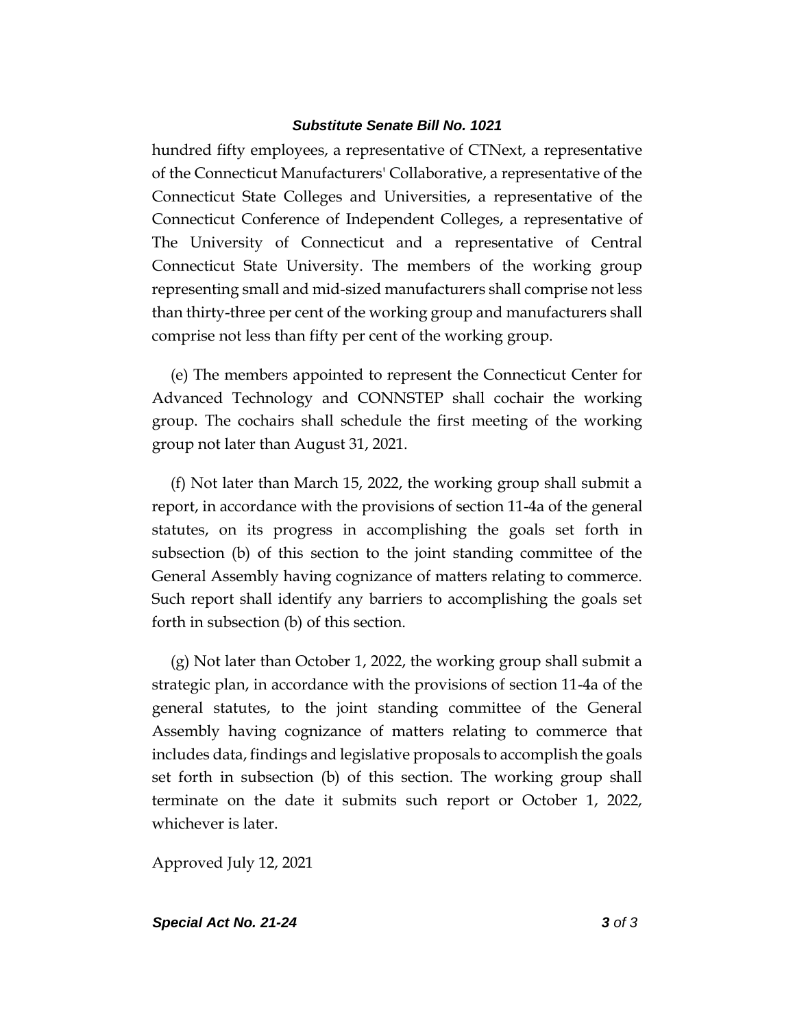hundred fifty employees, a representative of CTNext, a representative of the Connecticut Manufacturers' Collaborative, a representative of the Connecticut State Colleges and Universities, a representative of the Connecticut Conference of Independent Colleges, a representative of The University of Connecticut and a representative of Central Connecticut State University. The members of the working group representing small and mid-sized manufacturers shall comprise not less than thirty-three per cent of the working group and manufacturers shall comprise not less than fifty per cent of the working group.

(e) The members appointed to represent the Connecticut Center for Advanced Technology and CONNSTEP shall cochair the working group. The cochairs shall schedule the first meeting of the working group not later than August 31, 2021.

(f) Not later than March 15, 2022, the working group shall submit a report, in accordance with the provisions of section 11-4a of the general statutes, on its progress in accomplishing the goals set forth in subsection (b) of this section to the joint standing committee of the General Assembly having cognizance of matters relating to commerce. Such report shall identify any barriers to accomplishing the goals set forth in subsection (b) of this section.

(g) Not later than October 1, 2022, the working group shall submit a strategic plan, in accordance with the provisions of section 11-4a of the general statutes, to the joint standing committee of the General Assembly having cognizance of matters relating to commerce that includes data, findings and legislative proposals to accomplish the goals set forth in subsection (b) of this section. The working group shall terminate on the date it submits such report or October 1, 2022, whichever is later.

Approved July 12, 2021